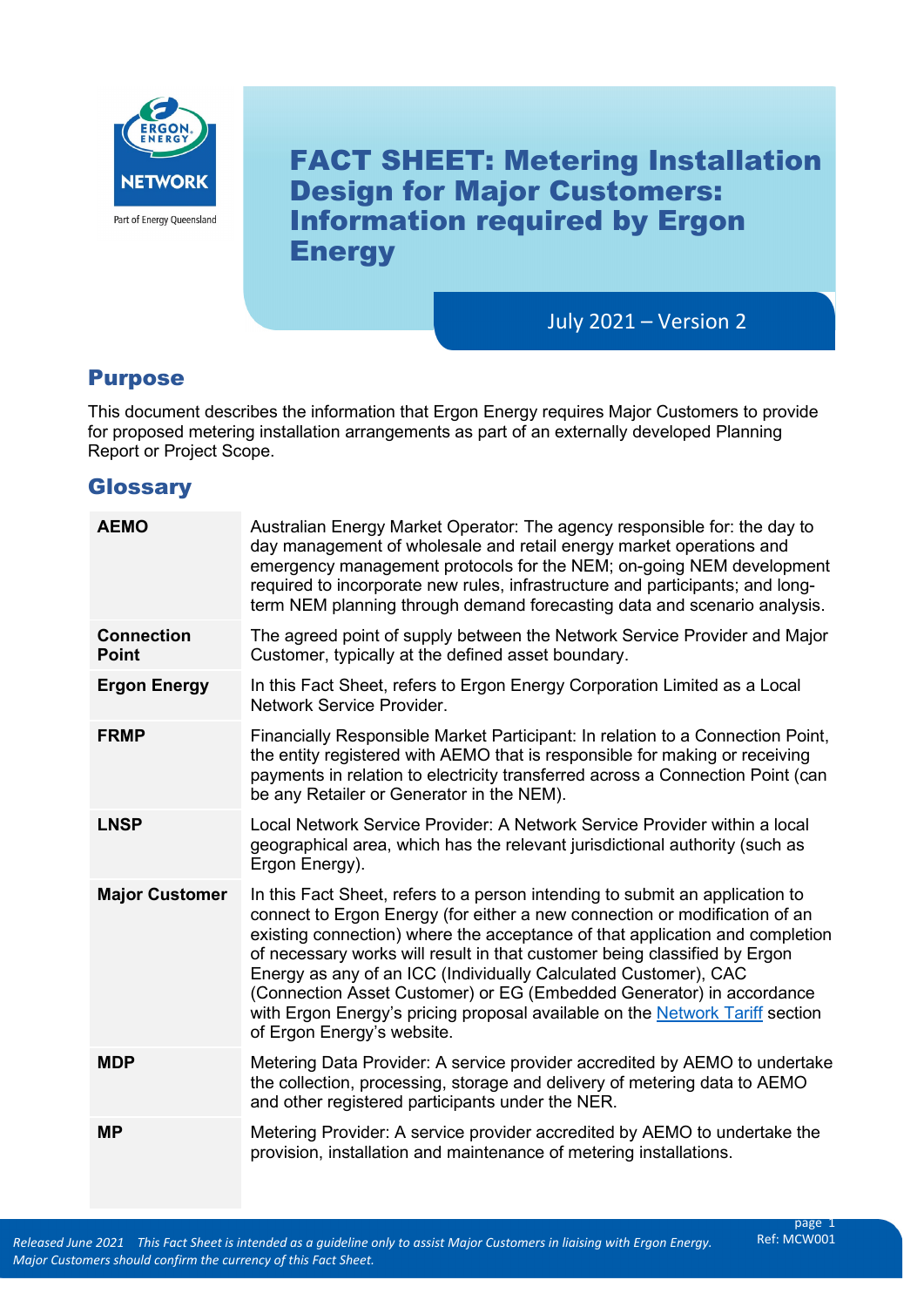# FACT SHEET: Metering Installation Design for Major Customers: Information required by Ergon Energy

July 2021 – Version 2

## Purpose

This document describes the information that Ergon Energy requires Major Customers to provide for proposed metering installation arrangements as part of an externally developed Planning Report or Project Scope.

## Glossary

| Term | Definition |
|---|---|
| **AEMO** | Australian Energy Market Operator: The agency responsible for: the day to day management of wholesale and retail energy market operations and emergency management protocols for the NEM; on-going NEM development required to incorporate new rules, infrastructure and participants; and long-term NEM planning through demand forecasting data and scenario analysis. |
| **Connection Point** | The agreed point of supply between the Network Service Provider and Major Customer, typically at the defined asset boundary. |
| **Ergon Energy** | In this Fact Sheet, refers to Ergon Energy Corporation Limited as a Local Network Service Provider. |
| **FRMP** | Financially Responsible Market Participant: In relation to a Connection Point, the entity registered with AEMO that is responsible for making or receiving payments in relation to electricity transferred across a Connection Point (can be any Retailer or Generator in the NEM). |
| **LNSP** | Local Network Service Provider: A Network Service Provider within a local geographical area, which has the relevant jurisdictional authority (such as Ergon Energy). |
| **Major Customer** | In this Fact Sheet, refers to a person intending to submit an application to connect to Ergon Energy (for either a new connection or modification of an existing connection) where the acceptance of that application and completion of necessary works will result in that customer being classified by Ergon Energy as any of an ICC (Individually Calculated Customer), CAC (Connection Asset Customer) or EG (Embedded Generator) in accordance with Ergon Energy's pricing proposal available on the Network Tariff section of Ergon Energy's website. |
| **MDP** | Metering Data Provider: A service provider accredited by AEMO to undertake the collection, processing, storage and delivery of metering data to AEMO and other registered participants under the NER. |
| **MP** | Metering Provider: A service provider accredited by AEMO to undertake the provision, installation and maintenance of metering installations. |

*Released June 2021 This Fact Sheet is intended as a guideline only to assist Major Customers in liaising with Ergon Energy. Major Customers should confirm the currency of this Fact Sheet.*

Ref: MCW001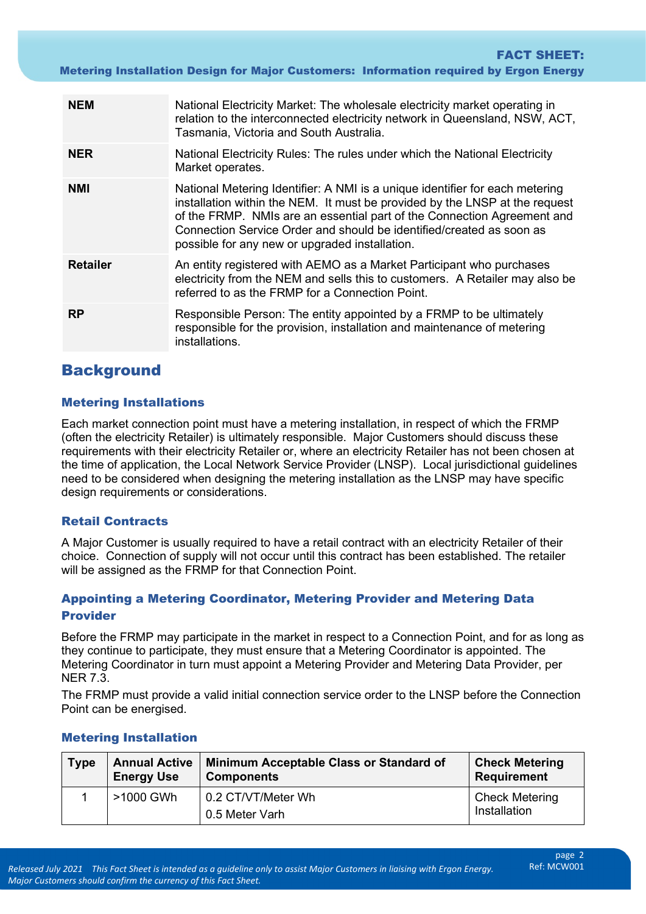| | |
|---|---|
| **NEM** | National Electricity Market: The wholesale electricity market operating in relation to the interconnected electricity network in Queensland, NSW, ACT, Tasmania, Victoria and South Australia. |
| **NER** | National Electricity Rules: The rules under which the National Electricity Market operates. |
| **NMI** | National Metering Identifier: A NMI is a unique identifier for each metering installation within the NEM. It must be provided by the LNSP at the request of the FRMP. NMIs are an essential part of the Connection Agreement and Connection Service Order and should be identified/created as soon as possible for any new or upgraded installation. |
| **Retailer** | An entity registered with AEMO as a Market Participant who purchases electricity from the NEM and sells this to customers. A Retailer may also be referred to as the FRMP for a Connection Point. |
| **RP** | Responsible Person: The entity appointed by a FRMP to be ultimately responsible for the provision, installation and maintenance of metering installations. |

## Background

### Metering Installations

Each market connection point must have a metering installation, in respect of which the FRMP (often the electricity Retailer) is ultimately responsible. Major Customers should discuss these requirements with their electricity Retailer or, where an electricity Retailer has not been chosen at the time of application, the Local Network Service Provider (LNSP). Local jurisdictional guidelines need to be considered when designing the metering installation as the LNSP may have specific design requirements or considerations.

### Retail Contracts

A Major Customer is usually required to have a retail contract with an electricity Retailer of their choice. Connection of supply will not occur until this contract has been established. The retailer will be assigned as the FRMP for that Connection Point.

### Appointing a Metering Coordinator, Metering Provider and Metering Data Provider

Before the FRMP may participate in the market in respect to a Connection Point, and for as long as they continue to participate, they must ensure that a Metering Coordinator is appointed. The Metering Coordinator in turn must appoint a Metering Provider and Metering Data Provider, per NER 7.3.

The FRMP must provide a valid initial connection service order to the LNSP before the Connection Point can be energised.

### Metering Installation

| Type | Annual Active Energy Use | Minimum Acceptable Class or Standard of Components | Check Metering Requirement |
|---|---|---|---|
| 1 | >1000 GWh | 0.2 CT/VT/Meter Wh<br>0.5 Meter Varh | Check Metering Installation |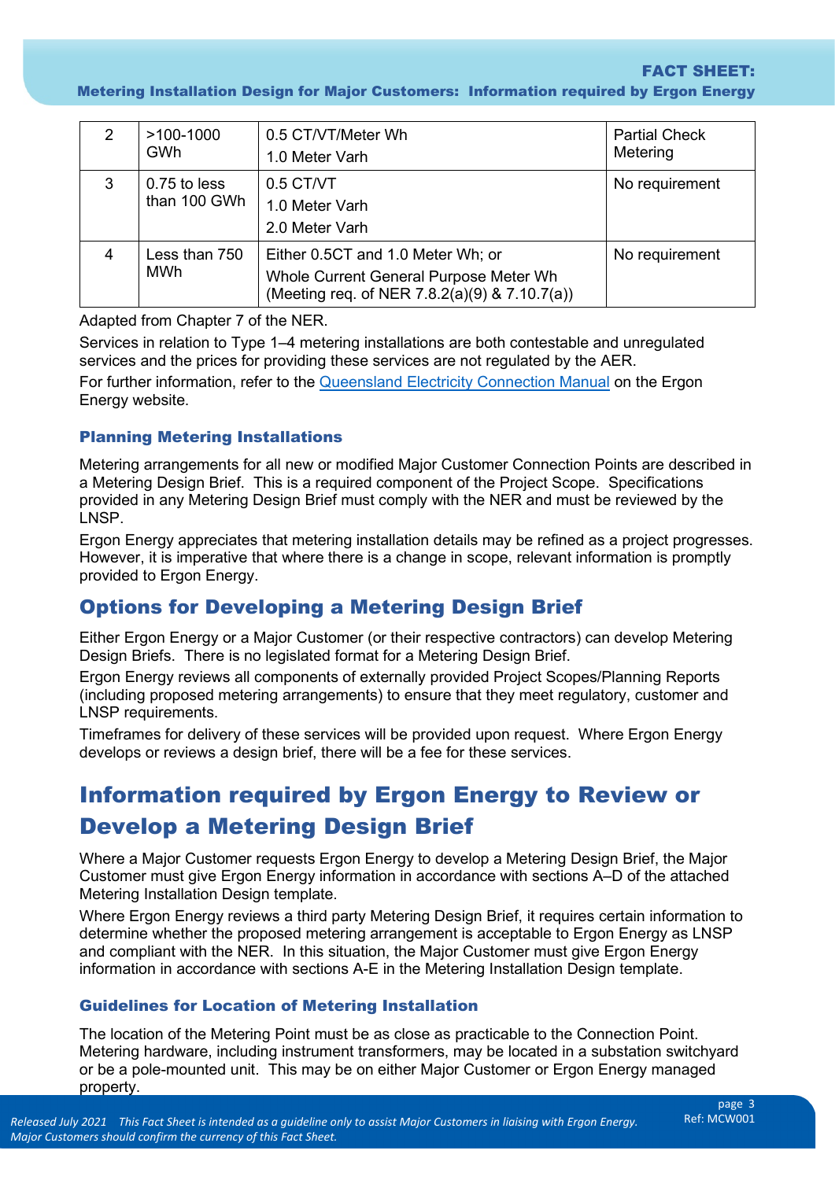| 2 | >100-1000 GWh | 0.5 CT/VT/Meter Wh<br>1.0 Meter Varh | Partial Check Metering |
|---|---|---|---|
| 3 | 0.75 to less than 100 GWh | 0.5 CT/VT<br>1.0 Meter Varh<br>2.0 Meter Varh | No requirement |
| 4 | Less than 750 MWh | Either 0.5CT and 1.0 Meter Wh; or<br>Whole Current General Purpose Meter Wh (Meeting req. of NER 7.8.2(a)(9) & 7.10.7(a)) | No requirement |

Adapted from Chapter 7 of the NER.

Services in relation to Type 1–4 metering installations are both contestable and unregulated services and the prices for providing these services are not regulated by the AER.

For further information, refer to the Queensland Electricity Connection Manual on the Ergon Energy website.

### Planning Metering Installations

Metering arrangements for all new or modified Major Customer Connection Points are described in a Metering Design Brief. This is a required component of the Project Scope. Specifications provided in any Metering Design Brief must comply with the NER and must be reviewed by the LNSP.

Ergon Energy appreciates that metering installation details may be refined as a project progresses. However, it is imperative that where there is a change in scope, relevant information is promptly provided to Ergon Energy.

## Options for Developing a Metering Design Brief

Either Ergon Energy or a Major Customer (or their respective contractors) can develop Metering Design Briefs. There is no legislated format for a Metering Design Brief.

Ergon Energy reviews all components of externally provided Project Scopes/Planning Reports (including proposed metering arrangements) to ensure that they meet regulatory, customer and LNSP requirements.

Timeframes for delivery of these services will be provided upon request. Where Ergon Energy develops or reviews a design brief, there will be a fee for these services.

# Information required by Ergon Energy to Review or Develop a Metering Design Brief

Where a Major Customer requests Ergon Energy to develop a Metering Design Brief, the Major Customer must give Ergon Energy information in accordance with sections A–D of the attached Metering Installation Design template.

Where Ergon Energy reviews a third party Metering Design Brief, it requires certain information to determine whether the proposed metering arrangement is acceptable to Ergon Energy as LNSP and compliant with the NER. In this situation, the Major Customer must give Ergon Energy information in accordance with sections A-E in the Metering Installation Design template.

### Guidelines for Location of Metering Installation

The location of the Metering Point must be as close as practicable to the Connection Point. Metering hardware, including instrument transformers, may be located in a substation switchyard or be a pole-mounted unit. This may be on either Major Customer or Ergon Energy managed property.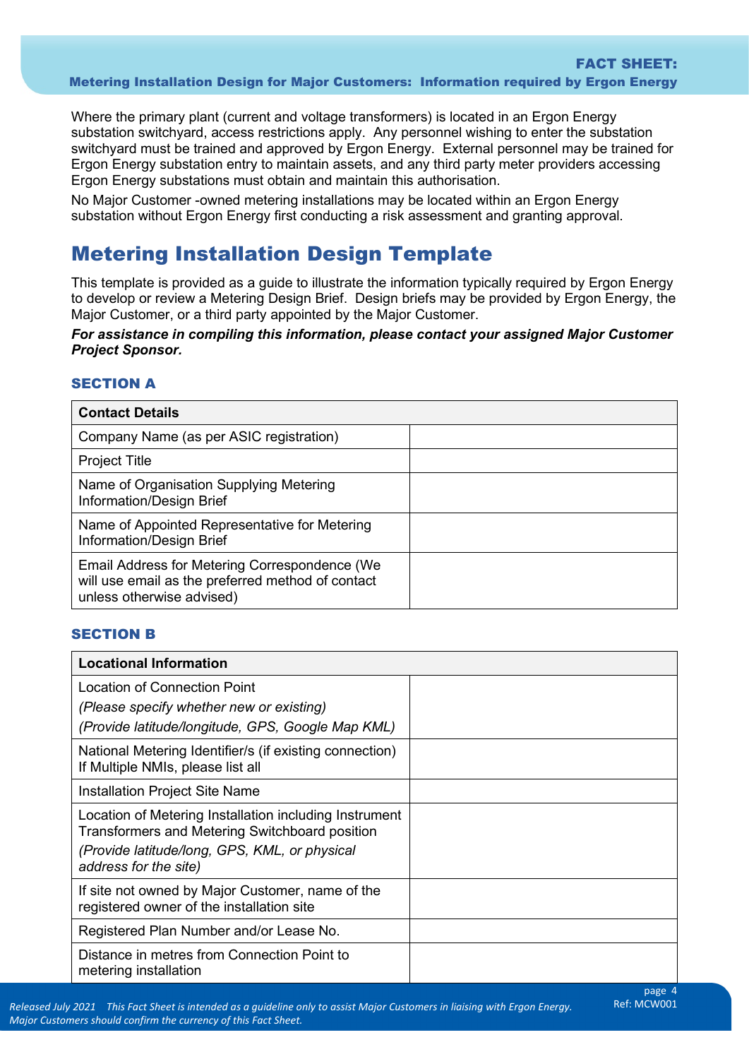Where the primary plant (current and voltage transformers) is located in an Ergon Energy substation switchyard, access restrictions apply. Any personnel wishing to enter the substation switchyard must be trained and approved by Ergon Energy. External personnel may be trained for Ergon Energy substation entry to maintain assets, and any third party meter providers accessing Ergon Energy substations must obtain and maintain this authorisation.

No Major Customer -owned metering installations may be located within an Ergon Energy substation without Ergon Energy first conducting a risk assessment and granting approval.

# Metering Installation Design Template

This template is provided as a guide to illustrate the information typically required by Ergon Energy to develop or review a Metering Design Brief. Design briefs may be provided by Ergon Energy, the Major Customer, or a third party appointed by the Major Customer.

***For assistance in compiling this information, please contact your assigned Major Customer Project Sponsor.***

### SECTION A

| **Contact Details** | |
|---|---|
| Company Name (as per ASIC registration) | |
| Project Title | |
| Name of Organisation Supplying Metering Information/Design Brief | |
| Name of Appointed Representative for Metering Information/Design Brief | |
| Email Address for Metering Correspondence (We will use email as the preferred method of contact unless otherwise advised) | |

### SECTION B

| **Locational Information** | |
|---|---|
| Location of Connection Point<br>*(Please specify whether new or existing)*<br>*(Provide latitude/longitude, GPS, Google Map KML)* | |
| National Metering Identifier/s (if existing connection) If Multiple NMIs, please list all | |
| Installation Project Site Name | |
| Location of Metering Installation including Instrument Transformers and Metering Switchboard position<br>*(Provide latitude/long, GPS, KML, or physical address for the site)* | |
| If site not owned by Major Customer, name of the registered owner of the installation site | |
| Registered Plan Number and/or Lease No. | |
| Distance in metres from Connection Point to metering installation | |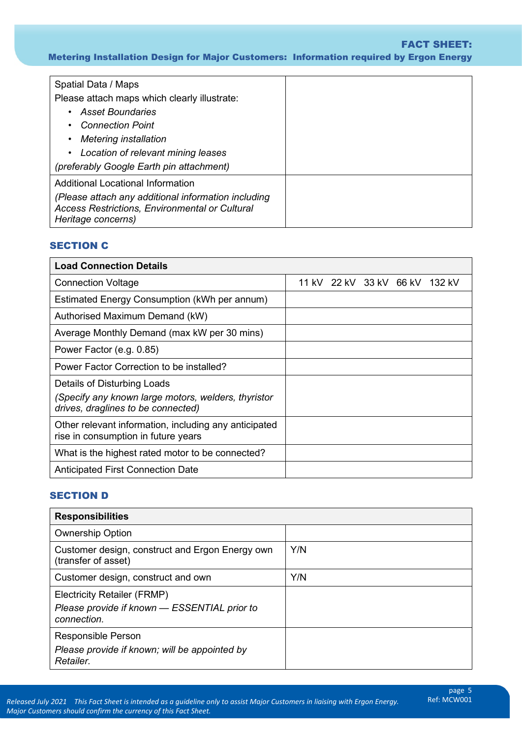| Spatial Data / Maps<br>Please attach maps which clearly illustrate:<br>• *Asset Boundaries*<br>• *Connection Point*<br>• *Metering installation*<br>• *Location of relevant mining leases*<br>*(preferably Google Earth pin attachment)* | |
|---|---|
| Additional Locational Information<br>*(Please attach any additional information including Access Restrictions, Environmental or Cultural Heritage concerns)* | |

## SECTION C

| **Load Connection Details** | |
|---|---|
| Connection Voltage | 11 kV 22 kV 33 kV 66 kV 132 kV |
| Estimated Energy Consumption (kWh per annum) | |
| Authorised Maximum Demand (kW) | |
| Average Monthly Demand (max kW per 30 mins) | |
| Power Factor (e.g. 0.85) | |
| Power Factor Correction to be installed? | |
| Details of Disturbing Loads<br>*(Specify any known large motors, welders, thyristor drives, draglines to be connected)* | |
| Other relevant information, including any anticipated rise in consumption in future years | |
| What is the highest rated motor to be connected? | |
| Anticipated First Connection Date | |

## SECTION D

| **Responsibilities** | |
|---|---|
| Ownership Option | |
| Customer design, construct and Ergon Energy own (transfer of asset) | Y/N |
| Customer design, construct and own | Y/N |
| Electricity Retailer (FRMP)<br>*Please provide if known — ESSENTIAL prior to connection.* | |
| Responsible Person<br>*Please provide if known; will be appointed by Retailer.* | |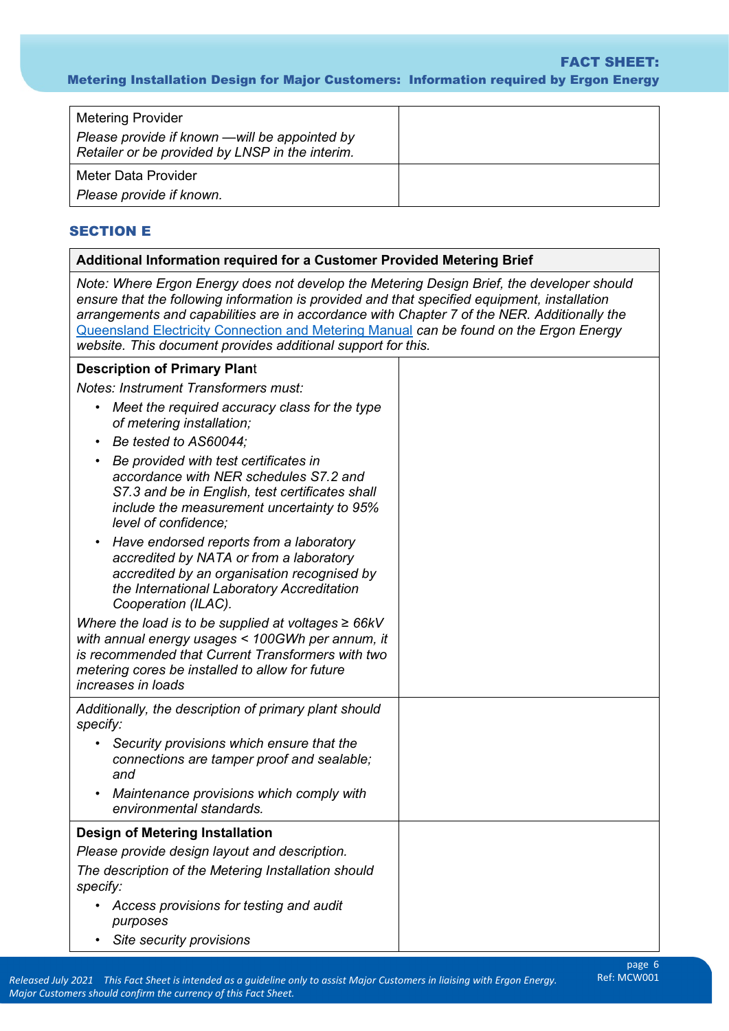| Metering Provider<br>*Please provide if known —will be appointed by Retailer or be provided by LNSP in the interim.* | |
| --- | --- |
| Meter Data Provider<br>*Please provide if known.* | |

## SECTION E

| **Additional Information required for a Customer Provided Metering Brief** | |
| --- | --- |
| *Note: Where Ergon Energy does not develop the Metering Design Brief, the developer should ensure that the following information is provided and that specified equipment, installation arrangements and capabilities are in accordance with Chapter 7 of the NER. Additionally the* [Queensland Electricity Connection and Metering Manual]() *can be found on the Ergon Energy website. This document provides additional support for this.* | |
| **Description of Primary Plant**<br>*Notes: Instrument Transformers must:*<br>• *Meet the required accuracy class for the type of metering installation;*<br>• *Be tested to AS60044;*<br>• *Be provided with test certificates in accordance with NER schedules S7.2 and S7.3 and be in English, test certificates shall include the measurement uncertainty to 95% level of confidence;*<br>• *Have endorsed reports from a laboratory accredited by NATA or from a laboratory accredited by an organisation recognised by the International Laboratory Accreditation Cooperation (ILAC).*<br>*Where the load is to be supplied at voltages ≥ 66kV with annual energy usages < 100GWh per annum, it is recommended that Current Transformers with two metering cores be installed to allow for future increases in loads* | |
| *Additionally, the description of primary plant should specify:*<br>• *Security provisions which ensure that the connections are tamper proof and sealable; and*<br>• *Maintenance provisions which comply with environmental standards.* | |
| **Design of Metering Installation**<br>*Please provide design layout and description.*<br>*The description of the Metering Installation should specify:*<br>• *Access provisions for testing and audit purposes*<br>• *Site security provisions* | |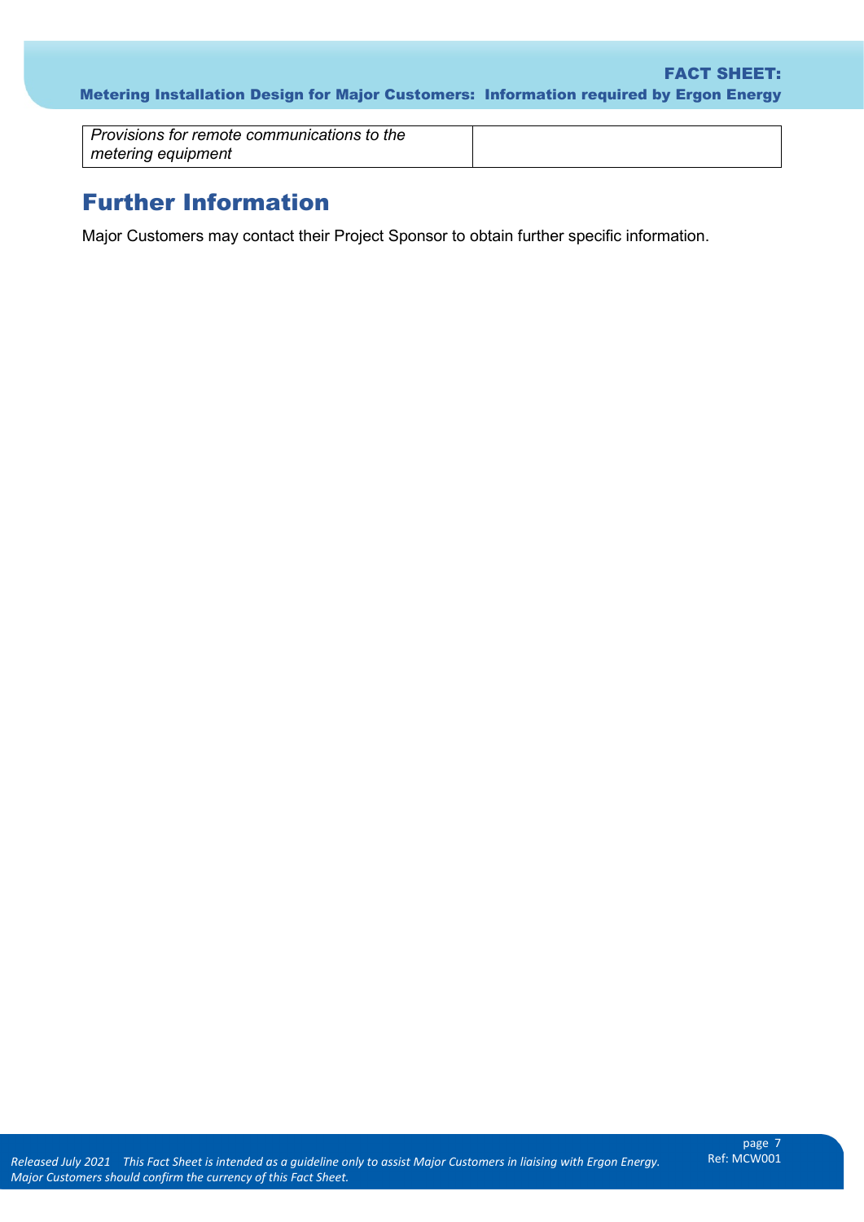| | |
|---|---|
| *Provisions for remote communications to the metering equipment* | |

## Further Information

Major Customers may contact their Project Sponsor to obtain further specific information.